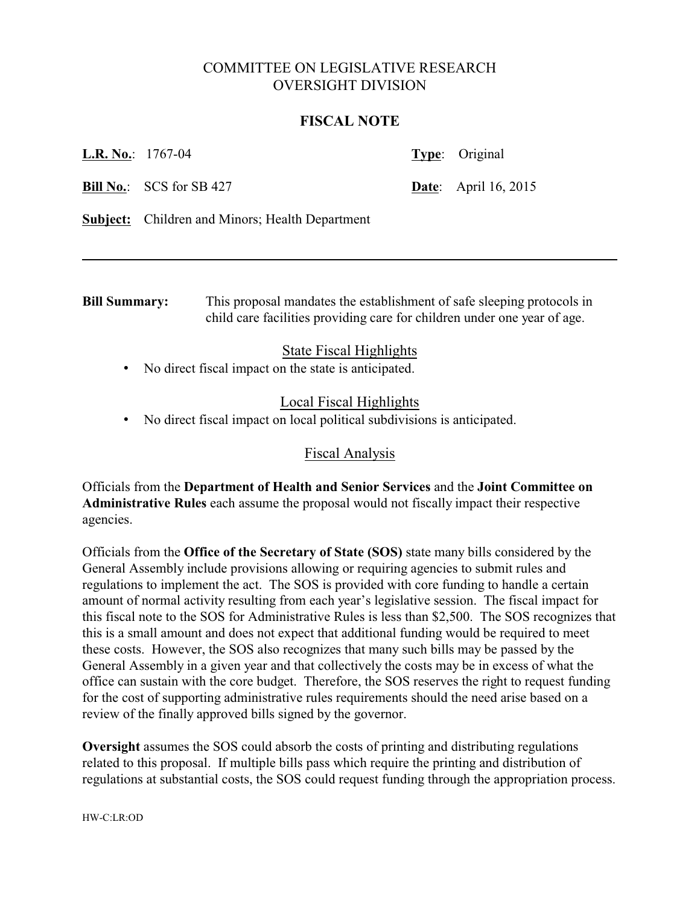# COMMITTEE ON LEGISLATIVE RESEARCH
# OVERSIGHT DIVISION

## FISCAL NOTE

**L.R. No.**: 1767-04 **Type**: Original

**Bill No.**: SCS for SB 427 **Date**: April 16, 2015

**Subject:** Children and Minors; Health Department

---

**Bill Summary:** This proposal mandates the establishment of safe sleeping protocols in child care facilities providing care for children under one year of age.

### State Fiscal Highlights

- No direct fiscal impact on the state is anticipated.

### Local Fiscal Highlights

- No direct fiscal impact on local political subdivisions is anticipated.

### Fiscal Analysis

Officials from the **Department of Health and Senior Services** and the **Joint Committee on Administrative Rules** each assume the proposal would not fiscally impact their respective agencies.

Officials from the **Office of the Secretary of State (SOS)** state many bills considered by the General Assembly include provisions allowing or requiring agencies to submit rules and regulations to implement the act. The SOS is provided with core funding to handle a certain amount of normal activity resulting from each year's legislative session. The fiscal impact for this fiscal note to the SOS for Administrative Rules is less than $2,500. The SOS recognizes that this is a small amount and does not expect that additional funding would be required to meet these costs. However, the SOS also recognizes that many such bills may be passed by the General Assembly in a given year and that collectively the costs may be in excess of what the office can sustain with the core budget. Therefore, the SOS reserves the right to request funding for the cost of supporting administrative rules requirements should the need arise based on a review of the finally approved bills signed by the governor.

**Oversight** assumes the SOS could absorb the costs of printing and distributing regulations related to this proposal. If multiple bills pass which require the printing and distribution of regulations at substantial costs, the SOS could request funding through the appropriation process.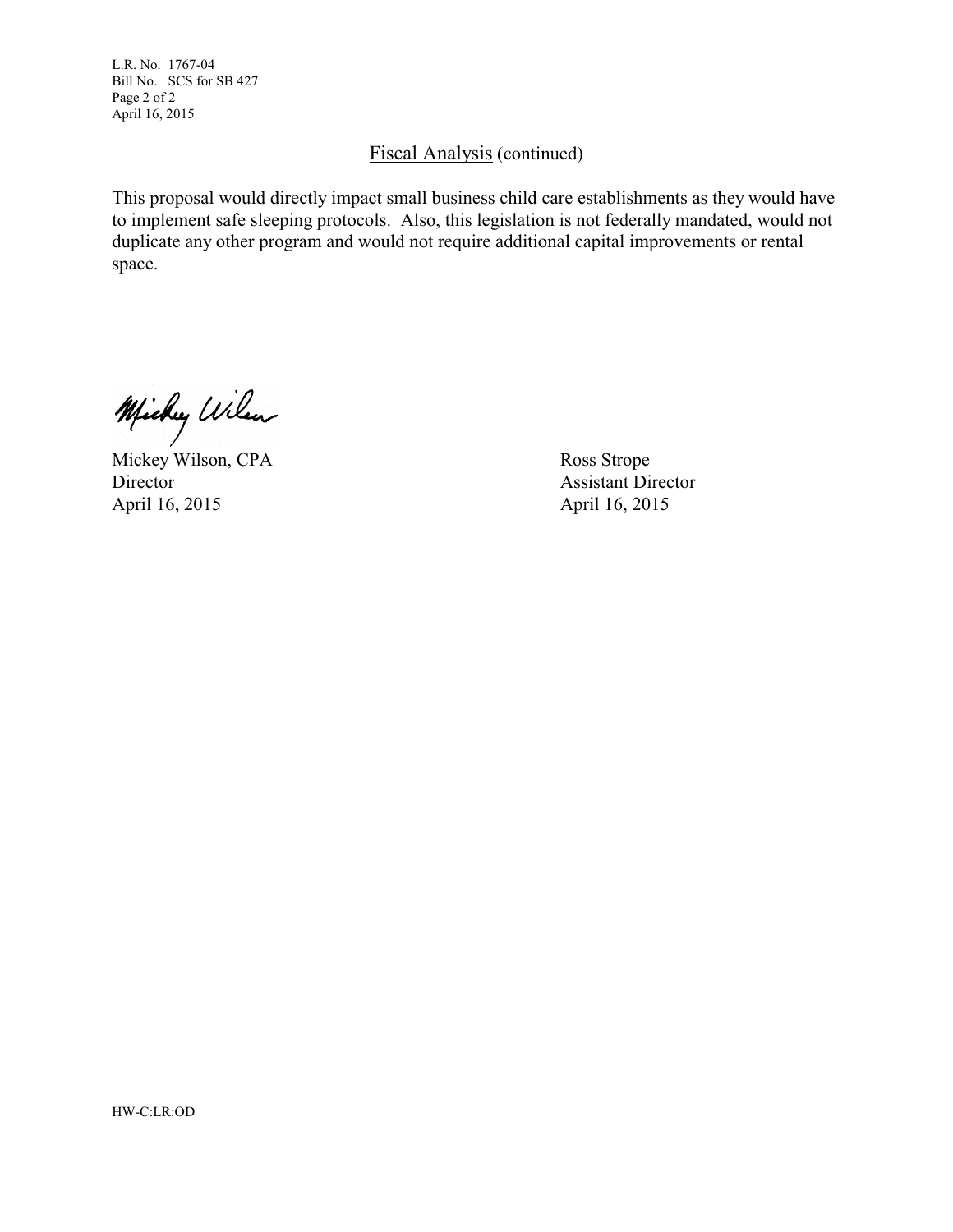## Fiscal Analysis (continued)

This proposal would directly impact small business child care establishments as they would have to implement safe sleeping protocols. Also, this legislation is not federally mandated, would not duplicate any other program and would not require additional capital improvements or rental space.

| | |
|---|---|
| Mickey Wilson, CPA | Ross Strope |
| Director | Assistant Director |
| April 16, 2015 | April 16, 2015 |

HW-C:LR:OD